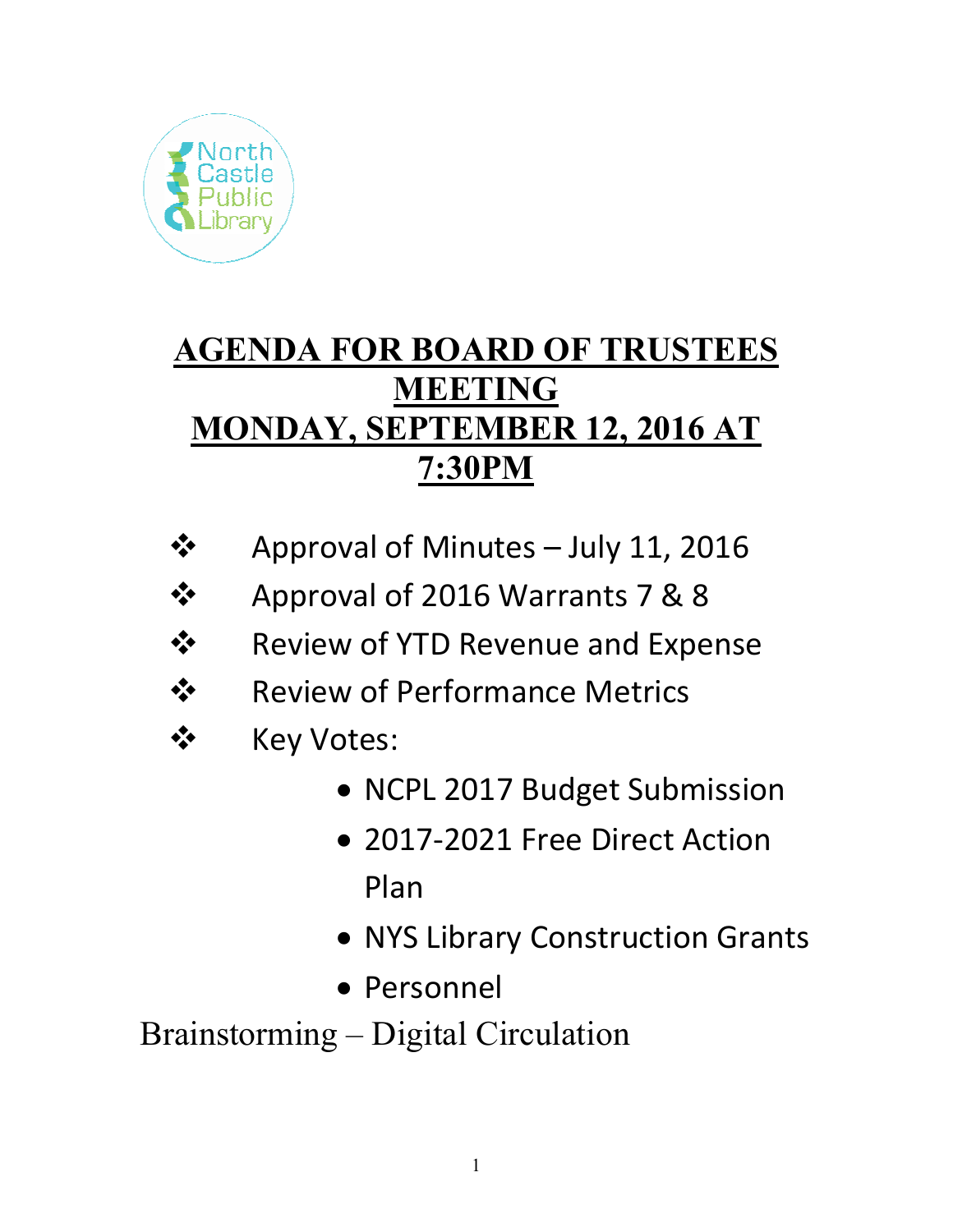North Castle Public Library

# AGENDA FOR BOARD OF TRUSTEES MEETING MONDAY, SEPTEMBER 12, 2016 AT 7:30PM

- Approval of Minutes – July 11, 2016
- Approval of 2016 Warrants 7 & 8
- Review of YTD Revenue and Expense
- Review of Performance Metrics
- Key Votes:
  - NCPL 2017 Budget Submission
  - 2017-2021 Free Direct Action Plan
  - NYS Library Construction Grants
  - Personnel

Brainstorming – Digital Circulation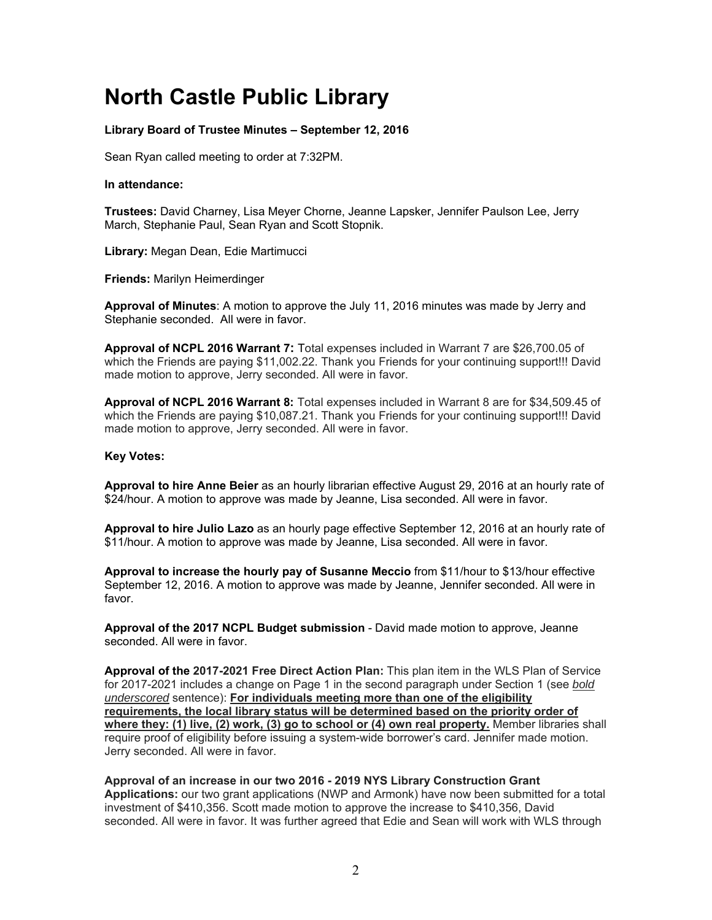# North Castle Public Library

**Library Board of Trustee Minutes – September 12, 2016**

Sean Ryan called meeting to order at 7:32PM.

**In attendance:**

**Trustees:** David Charney, Lisa Meyer Chorne, Jeanne Lapsker, Jennifer Paulson Lee, Jerry March, Stephanie Paul, Sean Ryan and Scott Stopnik.

**Library:** Megan Dean, Edie Martimucci

**Friends:** Marilyn Heimerdinger

**Approval of Minutes**: A motion to approve the July 11, 2016 minutes was made by Jerry and Stephanie seconded. All were in favor.

**Approval of NCPL 2016 Warrant 7:** Total expenses included in Warrant 7 are $26,700.05 of which the Friends are paying $11,002.22. Thank you Friends for your continuing support!!! David made motion to approve, Jerry seconded. All were in favor.

**Approval of NCPL 2016 Warrant 8:** Total expenses included in Warrant 8 are for $34,509.45 of which the Friends are paying $10,087.21. Thank you Friends for your continuing support!!! David made motion to approve, Jerry seconded. All were in favor.

**Key Votes:**

**Approval to hire Anne Beier** as an hourly librarian effective August 29, 2016 at an hourly rate of $24/hour. A motion to approve was made by Jeanne, Lisa seconded. All were in favor.

**Approval to hire Julio Lazo** as an hourly page effective September 12, 2016 at an hourly rate of $11/hour. A motion to approve was made by Jeanne, Lisa seconded. All were in favor.

**Approval to increase the hourly pay of Susanne Meccio** from $11/hour to $13/hour effective September 12, 2016. A motion to approve was made by Jeanne, Jennifer seconded. All were in favor.

**Approval of the 2017 NCPL Budget submission** - David made motion to approve, Jeanne seconded. All were in favor.

**Approval of the 2017-2021 Free Direct Action Plan:** This plan item in the WLS Plan of Service for 2017-2021 includes a change on Page 1 in the second paragraph under Section 1 (see *bold underscored* sentence): **For individuals meeting more than one of the eligibility requirements, the local library status will be determined based on the priority order of where they: (1) live, (2) work, (3) go to school or (4) own real property.** Member libraries shall require proof of eligibility before issuing a system-wide borrower's card. Jennifer made motion. Jerry seconded. All were in favor.

**Approval of an increase in our two 2016 - 2019 NYS Library Construction Grant Applications:** our two grant applications (NWP and Armonk) have now been submitted for a total investment of $410,356. Scott made motion to approve the increase to $410,356, David seconded. All were in favor. It was further agreed that Edie and Sean will work with WLS through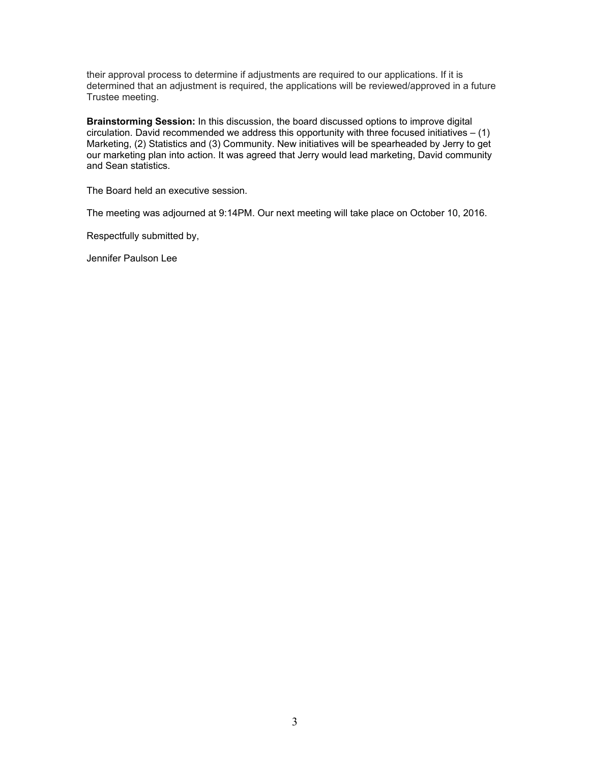their approval process to determine if adjustments are required to our applications. If it is determined that an adjustment is required, the applications will be reviewed/approved in a future Trustee meeting.

**Brainstorming Session:** In this discussion, the board discussed options to improve digital circulation. David recommended we address this opportunity with three focused initiatives – (1) Marketing, (2) Statistics and (3) Community. New initiatives will be spearheaded by Jerry to get our marketing plan into action. It was agreed that Jerry would lead marketing, David community and Sean statistics.

The Board held an executive session.

The meeting was adjourned at 9:14PM. Our next meeting will take place on October 10, 2016.

Respectfully submitted by,

Jennifer Paulson Lee